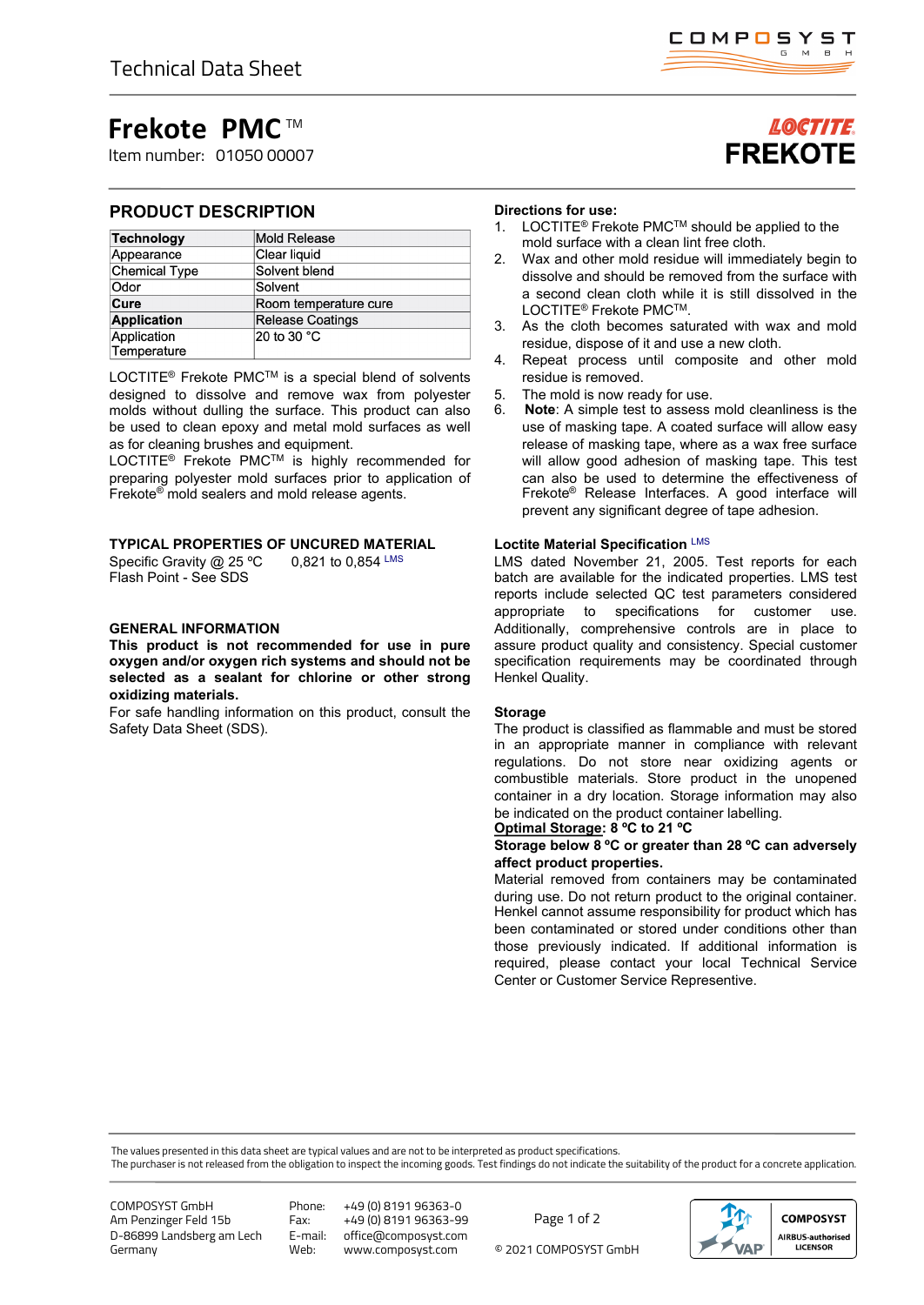Technical Data Sheet

# Frekote PMC™

Item number: 01050 00007

LOCTITE FREKOTE

## PRODUCT DESCRIPTION

| **Technology** | Mold Release |
|---|---|
| Appearance | Clear liquid |
| Chemical Type | Solvent blend |
| Odor | Solvent |
| **Cure** | Room temperature cure |
| **Application** | Release Coatings |
| Application Temperature | 20 to 30 °C |

LOCTITE® Frekote PMC™ is a special blend of solvents designed to dissolve and remove wax from polyester molds without dulling the surface. This product can also be used to clean epoxy and metal mold surfaces as well as for cleaning brushes and equipment.
LOCTITE® Frekote PMC™ is highly recommended for preparing polyester mold surfaces prior to application of Frekote® mold sealers and mold release agents.

### TYPICAL PROPERTIES OF UNCURED MATERIAL

Specific Gravity @ 25 °C    0,821 to 0,854 LMS
Flash Point - See SDS

### GENERAL INFORMATION

**This product is not recommended for use in pure oxygen and/or oxygen rich systems and should not be selected as a sealant for chlorine or other strong oxidizing materials.**

For safe handling information on this product, consult the Safety Data Sheet (SDS).

### Directions for use:

1. LOCTITE® Frekote PMC™ should be applied to the mold surface with a clean lint free cloth.
2. Wax and other mold residue will immediately begin to dissolve and should be removed from the surface with a second clean cloth while it is still dissolved in the LOCTITE® Frekote PMC™.
3. As the cloth becomes saturated with wax and mold residue, dispose of it and use a new cloth.
4. Repeat process until composite and other mold residue is removed.
5. The mold is now ready for use.
6. **Note**: A simple test to assess mold cleanliness is the use of masking tape. A coated surface will allow easy release of masking tape, where as a wax free surface will allow good adhesion of masking tape. This test can also be used to determine the effectiveness of Frekote® Release Interfaces. A good interface will prevent any significant degree of tape adhesion.

### Loctite Material Specification LMS

LMS dated November 21, 2005. Test reports for each batch are available for the indicated properties. LMS test reports include selected QC test parameters considered appropriate to specifications for customer use. Additionally, comprehensive controls are in place to assure product quality and consistency. Special customer specification requirements may be coordinated through Henkel Quality.

### Storage

The product is classified as flammable and must be stored in an appropriate manner in compliance with relevant regulations. Do not store near oxidizing agents or combustible materials. Store product in the unopened container in a dry location. Storage information may also be indicated on the product container labelling.
**Optimal Storage: 8 °C to 21 °C**
**Storage below 8 °C or greater than 28 °C can adversely affect product properties.**
Material removed from containers may be contaminated during use. Do not return product to the original container. Henkel cannot assume responsibility for product which has been contaminated or stored under conditions other than those previously indicated. If additional information is required, please contact your local Technical Service Center or Customer Service Representive.

The values presented in this data sheet are typical values and are not to be interpreted as product specifications.
The purchaser is not released from the obligation to inspect the incoming goods. Test findings do not indicate the suitability of the product for a concrete application.

COMPOSYST GmbH
Am Penzinger Feld 15b
D-86899 Landsberg am Lech
Germany

Phone: +49 (0) 8191 96363-0
Fax: +49 (0) 8191 96363-99
E-mail: office@composyst.com
Web: www.composyst.com

© 2021 COMPOSYST GmbH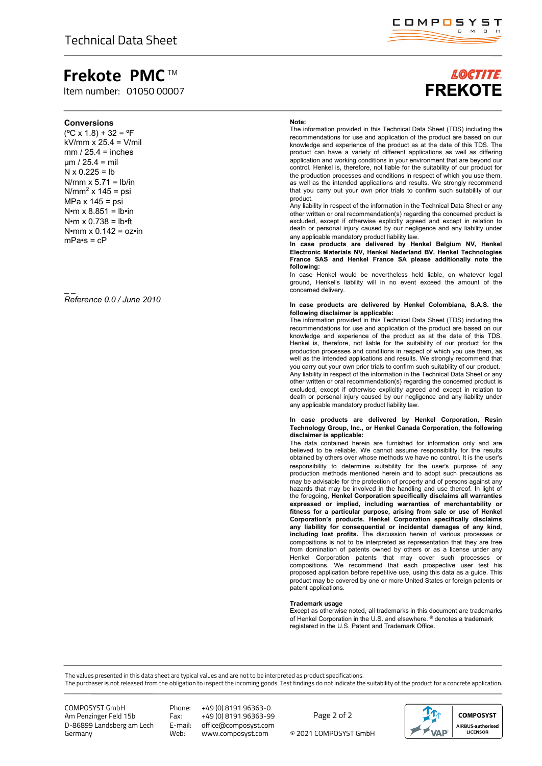# Technical Data Sheet

## Frekote PMC™

Item number: 01050 00007

LOCTITE FREKOTE

### Conversions

(ºC x 1.8) + 32 = ºF
kV/mm x 25.4 = V/mil
mm / 25.4 = inches
µm / 25.4 = mil
N x 0.225 = lb
N/mm x 5.71 = lb/in
N/mm$^2$ x 145 = psi
MPa x 145 = psi
N•m x 8.851 = lb•in
N•m x 0.738 = lb•ft
N•mm x 0.142 = oz•in
mPa•s = cP

*Reference 0.0 / June 2010*

**Note:**
The information provided in this Technical Data Sheet (TDS) including the recommendations for use and application of the product are based on our knowledge and experience of the product as at the date of this TDS. The product can have a variety of different applications as well as differing application and working conditions in your environment that are beyond our control. Henkel is, therefore, not liable for the suitability of our product for the production processes and conditions in respect of which you use them, as well as the intended applications and results. We strongly recommend that you carry out your own prior trials to confirm such suitability of our product.
Any liability in respect of the information in the Technical Data Sheet or any other written or oral recommendation(s) regarding the concerned product is excluded, except if otherwise explicitly agreed and except in relation to death or personal injury caused by our negligence and any liability under any applicable mandatory product liability law.
**In case products are delivered by Henkel Belgium NV, Henkel Electronic Materials NV, Henkel Nederland BV, Henkel Technologies France SAS and Henkel France SA please additionally note the following:**
In case Henkel would be nevertheless held liable, on whatever legal ground, Henkel's liability will in no event exceed the amount of the concerned delivery.

**In case products are delivered by Henkel Colombiana, S.A.S. the following disclaimer is applicable:**
The information provided in this Technical Data Sheet (TDS) including the recommendations for use and application of the product are based on our knowledge and experience of the product as at the date of this TDS. Henkel is, therefore, not liable for the suitability of our product for the production processes and conditions in respect of which you use them, as well as the intended applications and results. We strongly recommend that you carry out your own prior trials to confirm such suitability of our product.
Any liability in respect of the information in the Technical Data Sheet or any other written or oral recommendation(s) regarding the concerned product is excluded, except if otherwise explicitly agreed and except in relation to death or personal injury caused by our negligence and any liability under any applicable mandatory product liability law.

**In case products are delivered by Henkel Corporation, Resin Technology Group, Inc., or Henkel Canada Corporation, the following disclaimer is applicable:**
The data contained herein are furnished for information only and are believed to be reliable. We cannot assume responsibility for the results obtained by others over whose methods we have no control. It is the user's responsibility to determine suitability for the user's purpose of any production methods mentioned herein and to adopt such precautions as may be advisable for the protection of property and of persons against any hazards that may be involved in the handling and use thereof. In light of the foregoing, **Henkel Corporation specifically disclaims all warranties expressed or implied, including warranties of merchantability or fitness for a particular purpose, arising from sale or use of Henkel Corporation's products. Henkel Corporation specifically disclaims any liability for consequential or incidental damages of any kind, including lost profits.** The discussion herein of various processes or compositions is not to be interpreted as representation that they are free from domination of patents owned by others or as a license under any Henkel Corporation patents that may cover such processes or compositions. We recommend that each prospective user test his proposed application before repetitive use, using this data as a guide. This product may be covered by one or more United States or foreign patents or patent applications.

**Trademark usage**
Except as otherwise noted, all trademarks in this document are trademarks of Henkel Corporation in the U.S. and elsewhere. ® denotes a trademark registered in the U.S. Patent and Trademark Office.

The values presented in this data sheet are typical values and are not to be interpreted as product specifications.
The purchaser is not released from the obligation to inspect the incoming goods. Test findings do not indicate the suitability of the product for a concrete application.

COMPOSYST GmbH
Am Penzinger Feld 15b
D-86899 Landsberg am Lech
Germany

Phone: +49 (0) 8191 96363-0
Fax: +49 (0) 8191 96363-99
E-mail: office@composyst.com
Web: www.composyst.com

© 2021 COMPOSYST GmbH

COMPOSYST AIRBUS-authorised LICENSOR